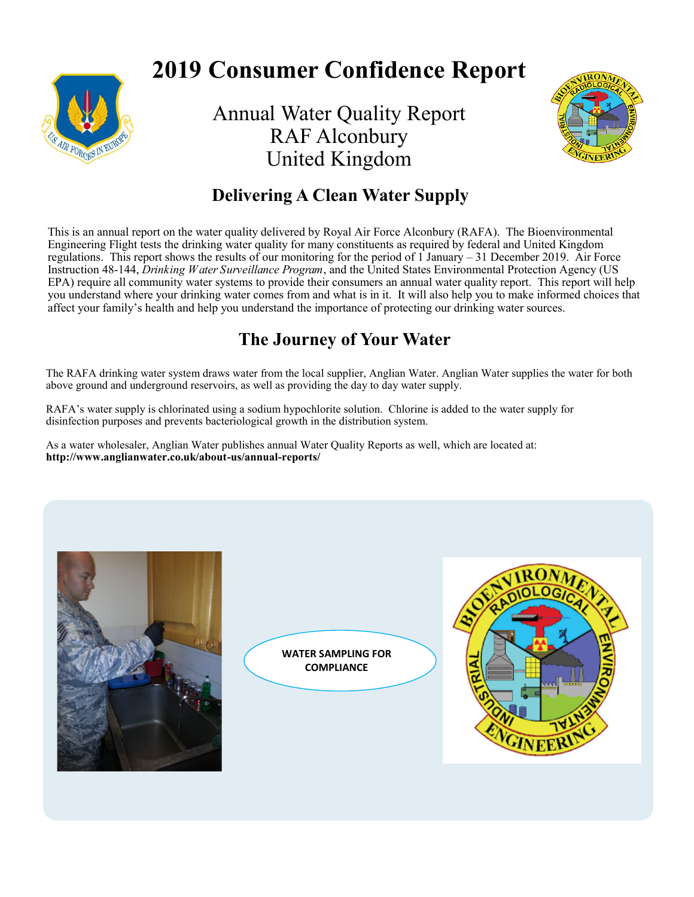# 2019 Consumer Confidence Report

Annual Water Quality Report
RAF Alconbury
United Kingdom

## Delivering A Clean Water Supply

This is an annual report on the water quality delivered by Royal Air Force Alconbury (RAFA). The Bioenvironmental Engineering Flight tests the drinking water quality for many constituents as required by federal and United Kingdom regulations. This report shows the results of our monitoring for the period of 1 January – 31 December 2019. Air Force Instruction 48-144, *Drinking Water Surveillance Program*, and the United States Environmental Protection Agency (US EPA) require all community water systems to provide their consumers an annual water quality report. This report will help you understand where your drinking water comes from and what is in it. It will also help you to make informed choices that affect your family's health and help you understand the importance of protecting our drinking water sources.

## The Journey of Your Water

The RAFA drinking water system draws water from the local supplier, Anglian Water. Anglian Water supplies the water for both above ground and underground reservoirs, as well as providing the day to day water supply.

RAFA's water supply is chlorinated using a sodium hypochlorite solution. Chlorine is added to the water supply for disinfection purposes and prevents bacteriological growth in the distribution system.

As a water wholesaler, Anglian Water publishes annual Water Quality Reports as well, which are located at:
**http://www.anglianwater.co.uk/about-us/annual-reports/**

**WATER SAMPLING FOR COMPLIANCE**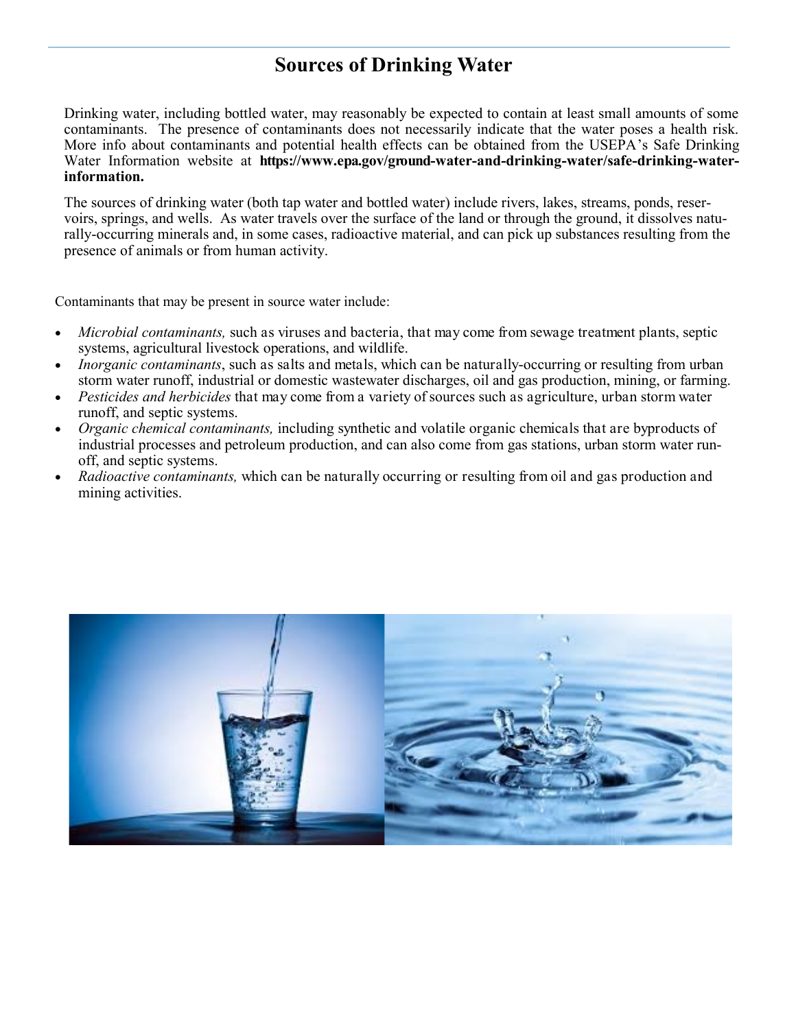# Sources of Drinking Water

Drinking water, including bottled water, may reasonably be expected to contain at least small amounts of some contaminants. The presence of contaminants does not necessarily indicate that the water poses a health risk. More info about contaminants and potential health effects can be obtained from the USEPA's Safe Drinking Water Information website at **https://www.epa.gov/ground-water-and-drinking-water/safe-drinking-water-information.**

The sources of drinking water (both tap water and bottled water) include rivers, lakes, streams, ponds, reservoirs, springs, and wells. As water travels over the surface of the land or through the ground, it dissolves naturally-occurring minerals and, in some cases, radioactive material, and can pick up substances resulting from the presence of animals or from human activity.

Contaminants that may be present in source water include:

- *Microbial contaminants,* such as viruses and bacteria, that may come from sewage treatment plants, septic systems, agricultural livestock operations, and wildlife.
- *Inorganic contaminants*, such as salts and metals, which can be naturally-occurring or resulting from urban storm water runoff, industrial or domestic wastewater discharges, oil and gas production, mining, or farming.
- *Pesticides and herbicides* that may come from a variety of sources such as agriculture, urban storm water runoff, and septic systems.
- *Organic chemical contaminants,* including synthetic and volatile organic chemicals that are byproducts of industrial processes and petroleum production, and can also come from gas stations, urban storm water runoff, and septic systems.
- *Radioactive contaminants,* which can be naturally occurring or resulting from oil and gas production and mining activities.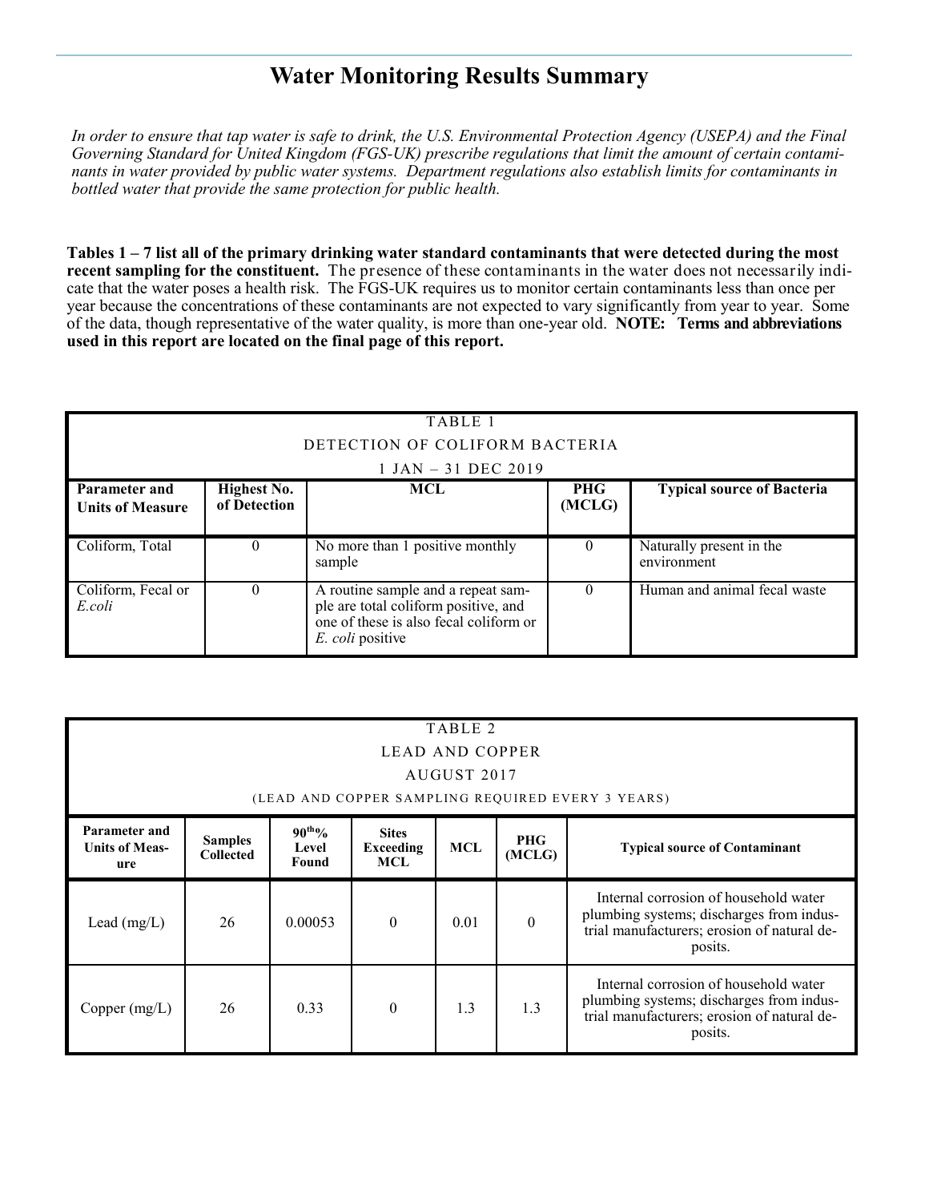# Water Monitoring Results Summary

*In order to ensure that tap water is safe to drink, the U.S. Environmental Protection Agency (USEPA) and the Final Governing Standard for United Kingdom (FGS-UK) prescribe regulations that limit the amount of certain contaminants in water provided by public water systems. Department regulations also establish limits for contaminants in bottled water that provide the same protection for public health.*

**Tables 1 – 7 list all of the primary drinking water standard contaminants that were detected during the most recent sampling for the constituent.** The presence of these contaminants in the water does not necessarily indicate that the water poses a health risk. The FGS-UK requires us to monitor certain contaminants less than once per year because the concentrations of these contaminants are not expected to vary significantly from year to year. Some of the data, though representative of the water quality, is more than one-year old. **NOTE: Terms and abbreviations used in this report are located on the final page of this report.**

| TABLE 1<br>DETECTION OF COLIFORM BACTERIA<br>1 JAN – 31 DEC 2019 | | | | |
|---|---|---|---|---|
| **Parameter and Units of Measure** | **Highest No. of Detection** | **MCL** | **PHG (MCLG)** | **Typical source of Bacteria** |
| Coliform, Total | 0 | No more than 1 positive monthly sample | 0 | Naturally present in the environment |
| Coliform, Fecal or *E.coli* | 0 | A routine sample and a repeat sample are total coliform positive, and one of these is also fecal coliform or *E. coli* positive | 0 | Human and animal fecal waste |

| TABLE 2<br>LEAD AND COPPER<br>AUGUST 2017<br>(LEAD AND COPPER SAMPLING REQUIRED EVERY 3 YEARS) | | | | | | |
|---|---|---|---|---|---|---|
| **Parameter and Units of Measure** | **Samples Collected** | **90th% Level Found** | **Sites Exceeding MCL** | **MCL** | **PHG (MCLG)** | **Typical source of Contaminant** |
| Lead (mg/L) | 26 | 0.00053 | 0 | 0.01 | 0 | Internal corrosion of household water plumbing systems; discharges from industrial manufacturers; erosion of natural deposits. |
| Copper (mg/L) | 26 | 0.33 | 0 | 1.3 | 1.3 | Internal corrosion of household water plumbing systems; discharges from industrial manufacturers; erosion of natural deposits. |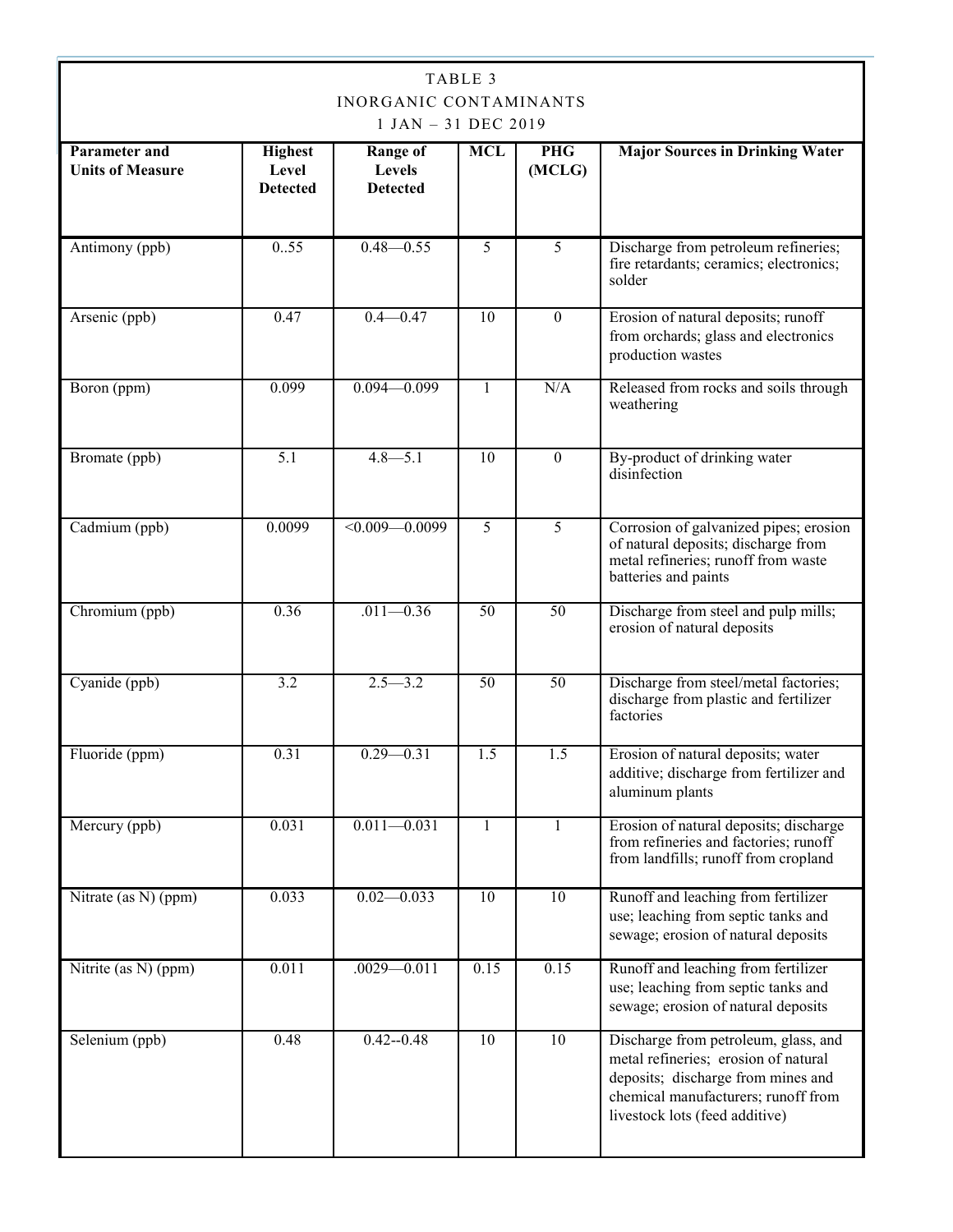TABLE 3
INORGANIC CONTAMINANTS
1 JAN – 31 DEC 2019

| Parameter and Units of Measure | Highest Level Detected | Range of Levels Detected | MCL | PHG (MCLG) | Major Sources in Drinking Water |
|---|---|---|---|---|---|
| Antimony (ppb) | 0..55 | 0.48—0.55 | 5 | 5 | Discharge from petroleum refineries; fire retardants; ceramics; electronics; solder |
| Arsenic (ppb) | 0.47 | 0.4—0.47 | 10 | 0 | Erosion of natural deposits; runoff from orchards; glass and electronics production wastes |
| Boron (ppm) | 0.099 | 0.094—0.099 | 1 | N/A | Released from rocks and soils through weathering |
| Bromate (ppb) | 5.1 | 4.8—5.1 | 10 | 0 | By-product of drinking water disinfection |
| Cadmium (ppb) | 0.0099 | <0.009—0.0099 | 5 | 5 | Corrosion of galvanized pipes; erosion of natural deposits; discharge from metal refineries; runoff from waste batteries and paints |
| Chromium (ppb) | 0.36 | .011—0.36 | 50 | 50 | Discharge from steel and pulp mills; erosion of natural deposits |
| Cyanide (ppb) | 3.2 | 2.5—3.2 | 50 | 50 | Discharge from steel/metal factories; discharge from plastic and fertilizer factories |
| Fluoride (ppm) | 0.31 | 0.29—0.31 | 1.5 | 1.5 | Erosion of natural deposits; water additive; discharge from fertilizer and aluminum plants |
| Mercury (ppb) | 0.031 | 0.011—0.031 | 1 | 1 | Erosion of natural deposits; discharge from refineries and factories; runoff from landfills; runoff from cropland |
| Nitrate (as N) (ppm) | 0.033 | 0.02—0.033 | 10 | 10 | Runoff and leaching from fertilizer use; leaching from septic tanks and sewage; erosion of natural deposits |
| Nitrite (as N) (ppm) | 0.011 | .0029—0.011 | 0.15 | 0.15 | Runoff and leaching from fertilizer use; leaching from septic tanks and sewage; erosion of natural deposits |
| Selenium (ppb) | 0.48 | 0.42--0.48 | 10 | 10 | Discharge from petroleum, glass, and metal refineries; erosion of natural deposits; discharge from mines and chemical manufacturers; runoff from livestock lots (feed additive) |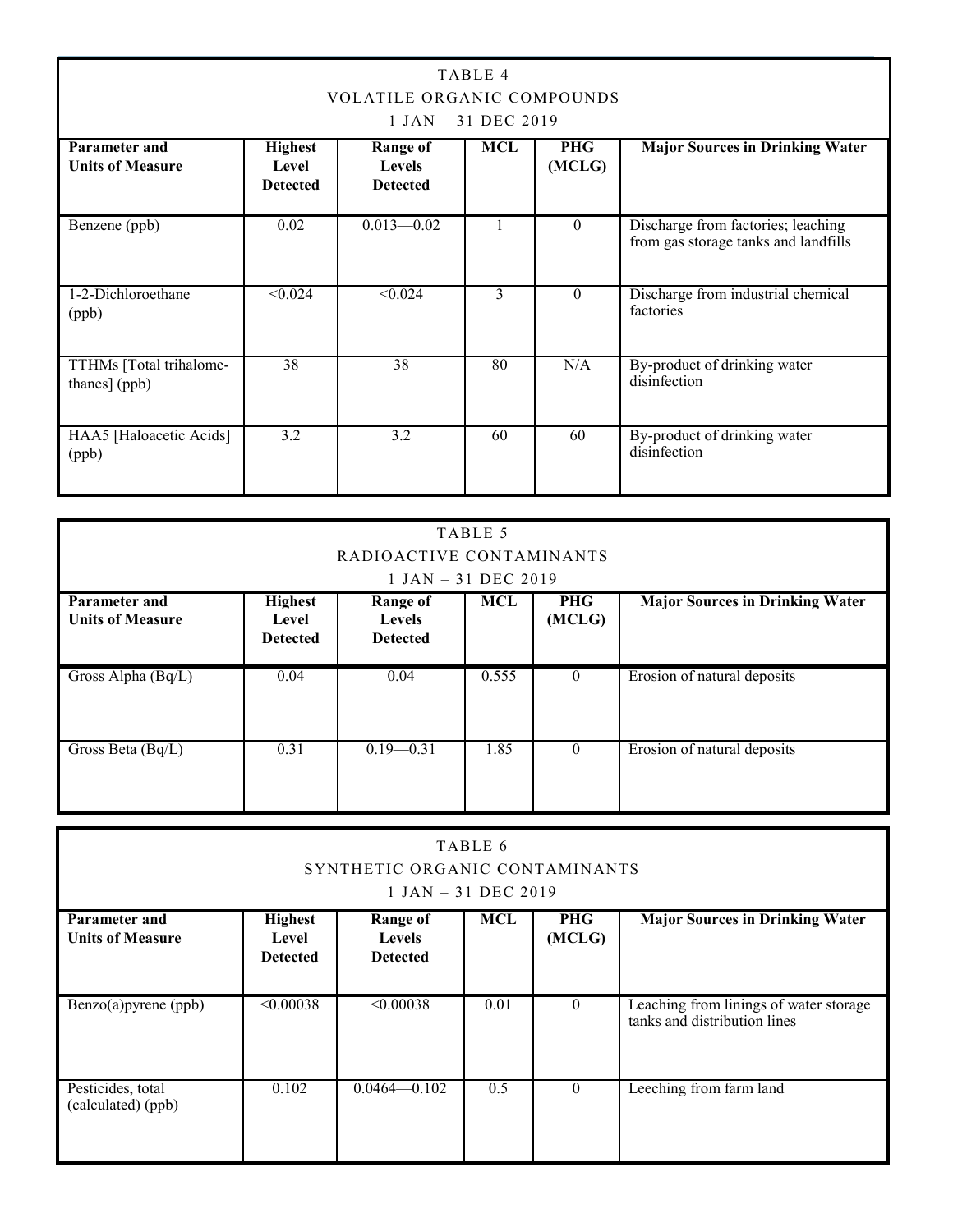### TABLE 4
### VOLATILE ORGANIC COMPOUNDS
### 1 JAN – 31 DEC 2019

| Parameter and Units of Measure | Highest Level Detected | Range of Levels Detected | MCL | PHG (MCLG) | Major Sources in Drinking Water |
|---|---|---|---|---|---|
| Benzene (ppb) | 0.02 | 0.013—0.02 | 1 | 0 | Discharge from factories; leaching from gas storage tanks and landfills |
| 1-2-Dichloroethane (ppb) | <0.024 | <0.024 | 3 | 0 | Discharge from industrial chemical factories |
| TTHMs [Total trihalome-thanes] (ppb) | 38 | 38 | 80 | N/A | By-product of drinking water disinfection |
| HAA5 [Haloacetic Acids] (ppb) | 3.2 | 3.2 | 60 | 60 | By-product of drinking water disinfection |

### TABLE 5
### RADIOACTIVE CONTAMINANTS
### 1 JAN – 31 DEC 2019

| Parameter and Units of Measure | Highest Level Detected | Range of Levels Detected | MCL | PHG (MCLG) | Major Sources in Drinking Water |
|---|---|---|---|---|---|
| Gross Alpha (Bq/L) | 0.04 | 0.04 | 0.555 | 0 | Erosion of natural deposits |
| Gross Beta (Bq/L) | 0.31 | 0.19—0.31 | 1.85 | 0 | Erosion of natural deposits |

### TABLE 6
### SYNTHETIC ORGANIC CONTAMINANTS
### 1 JAN – 31 DEC 2019

| Parameter and Units of Measure | Highest Level Detected | Range of Levels Detected | MCL | PHG (MCLG) | Major Sources in Drinking Water |
|---|---|---|---|---|---|
| Benzo(a)pyrene (ppb) | <0.00038 | <0.00038 | 0.01 | 0 | Leaching from linings of water storage tanks and distribution lines |
| Pesticides, total (calculated) (ppb) | 0.102 | 0.0464—0.102 | 0.5 | 0 | Leeching from farm land |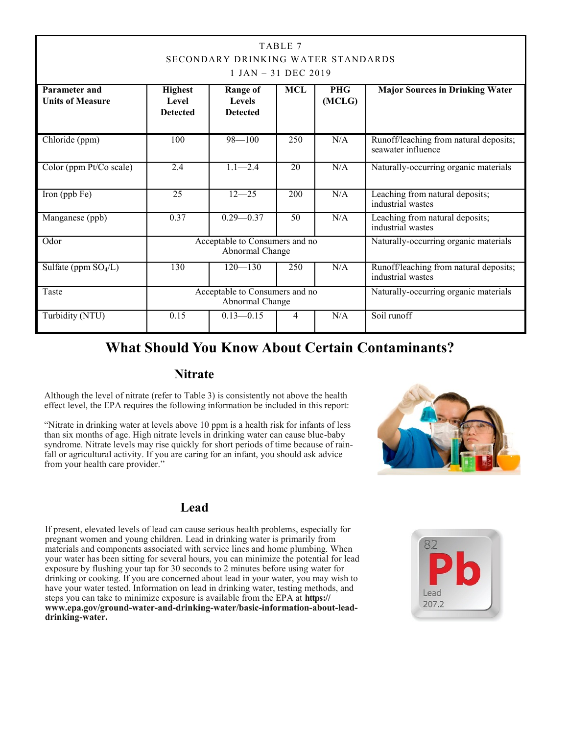| TABLE 7<br>SECONDARY DRINKING WATER STANDARDS<br>1 JAN – 31 DEC 2019 | | | | | |
|---|---|---|---|---|---|
| **Parameter and Units of Measure** | **Highest Level Detected** | **Range of Levels Detected** | **MCL** | **PHG (MCLG)** | **Major Sources in Drinking Water** |
| Chloride (ppm) | 100 | 98—100 | 250 | N/A | Runoff/leaching from natural deposits; seawater influence |
| Color (ppm Pt/Co scale) | 2.4 | 1.1—2.4 | 20 | N/A | Naturally-occurring organic materials |
| Iron (ppb Fe) | 25 | 12—25 | 200 | N/A | Leaching from natural deposits; industrial wastes |
| Manganese (ppb) | 0.37 | 0.29—0.37 | 50 | N/A | Leaching from natural deposits; industrial wastes |
| Odor | Acceptable to Consumers and no Abnormal Change | | | | Naturally-occurring organic materials |
| Sulfate (ppm $SO_4$/L) | 130 | 120—130 | 250 | N/A | Runoff/leaching from natural deposits; industrial wastes |
| Taste | Acceptable to Consumers and no Abnormal Change | | | | Naturally-occurring organic materials |
| Turbidity (NTU) | 0.15 | 0.13—0.15 | 4 | N/A | Soil runoff |

# What Should You Know About Certain Contaminants?

## Nitrate

Although the level of nitrate (refer to Table 3) is consistently not above the health effect level, the EPA requires the following information be included in this report:

"Nitrate in drinking water at levels above 10 ppm is a health risk for infants of less than six months of age. High nitrate levels in drinking water can cause blue-baby syndrome. Nitrate levels may rise quickly for short periods of time because of rainfall or agricultural activity. If you are caring for an infant, you should ask advice from your health care provider."

## Lead

If present, elevated levels of lead can cause serious health problems, especially for pregnant women and young children. Lead in drinking water is primarily from materials and components associated with service lines and home plumbing. When your water has been sitting for several hours, you can minimize the potential for lead exposure by flushing your tap for 30 seconds to 2 minutes before using water for drinking or cooking. If you are concerned about lead in your water, you may wish to have your water tested. Information on lead in drinking water, testing methods, and steps you can take to minimize exposure is available from the EPA at **https://www.epa.gov/ground-water-and-drinking-water/basic-information-about-lead-drinking-water.**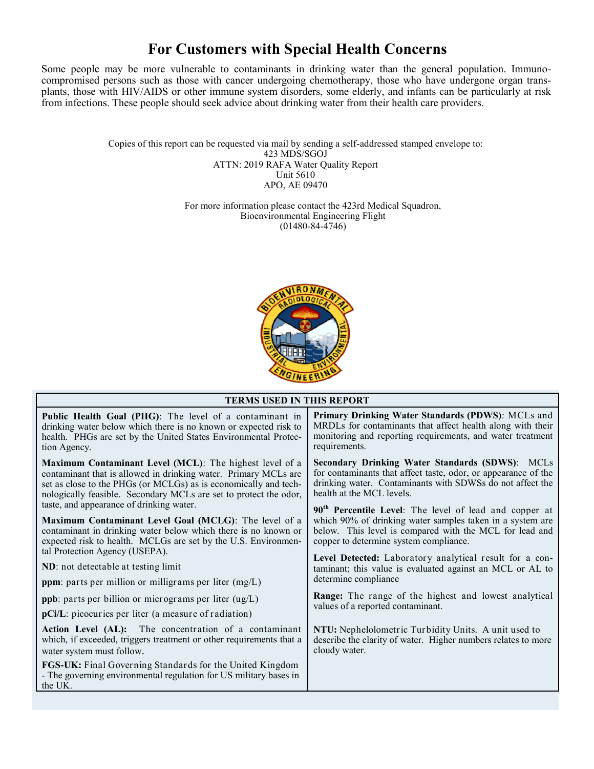# For Customers with Special Health Concerns

Some people may be more vulnerable to contaminants in drinking water than the general population. Immuno-compromised persons such as those with cancer undergoing chemotherapy, those who have undergone organ transplants, those with HIV/AIDS or other immune system disorders, some elderly, and infants can be particularly at risk from infections. These people should seek advice about drinking water from their health care providers.

Copies of this report can be requested via mail by sending a self-addressed stamped envelope to:
423 MDS/SGOJ
ATTN: 2019 RAFA Water Quality Report
Unit 5610
APO, AE 09470

For more information please contact the 423rd Medical Squadron,
Bioenvironmental Engineering Flight
(01480-84-4746)

## TERMS USED IN THIS REPORT

**Public Health Goal (PHG)**: The level of a contaminant in drinking water below which there is no known or expected risk to health. PHGs are set by the United States Environmental Protection Agency.

**Maximum Contaminant Level (MCL)**: The highest level of a contaminant that is allowed in drinking water. Primary MCLs are set as close to the PHGs (or MCLGs) as is economically and technologically feasible. Secondary MCLs are set to protect the odor, taste, and appearance of drinking water.

**Maximum Contaminant Level Goal (MCLG)**: The level of a contaminant in drinking water below which there is no known or expected risk to health. MCLGs are set by the U.S. Environmental Protection Agency (USEPA).

**ND**: not detectable at testing limit

**ppm**: parts per million or milligrams per liter (mg/L)

**ppb**: parts per billion or micrograms per liter (ug/L)

**pCi/L**: picocuries per liter (a measure of radiation)

**Action Level (AL):** The concentration of a contaminant which, if exceeded, triggers treatment or other requirements that a water system must follow.

**FGS-UK:** Final Governing Standards for the United Kingdom - The governing environmental regulation for US military bases in the UK.

**Primary Drinking Water Standards (PDWS)**: MCLs and MRDLs for contaminants that affect health along with their monitoring and reporting requirements, and water treatment requirements.

**Secondary Drinking Water Standards (SDWS)**: MCLs for contaminants that affect taste, odor, or appearance of the drinking water. Contaminants with SDWSs do not affect the health at the MCL levels.

**90th Percentile Level**: The level of lead and copper at which 90% of drinking water samples taken in a system are below. This level is compared with the MCL for lead and copper to determine system compliance.

**Level Detected:** Laboratory analytical result for a contaminant; this value is evaluated against an MCL or AL to determine compliance

**Range:** The range of the highest and lowest analytical values of a reported contaminant.

**NTU:** Nephelolometric Turbidity Units. A unit used to describe the clarity of water. Higher numbers relates to more cloudy water.